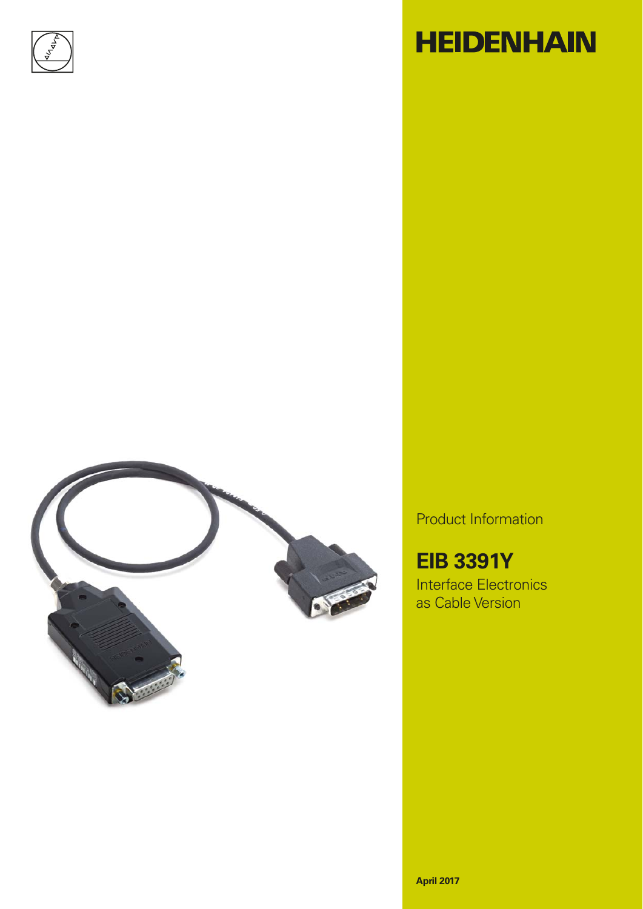# HEIDENHAIN

Product Information

## EIB 3391Y

Interface Electronics as Cable Version

**April 2017**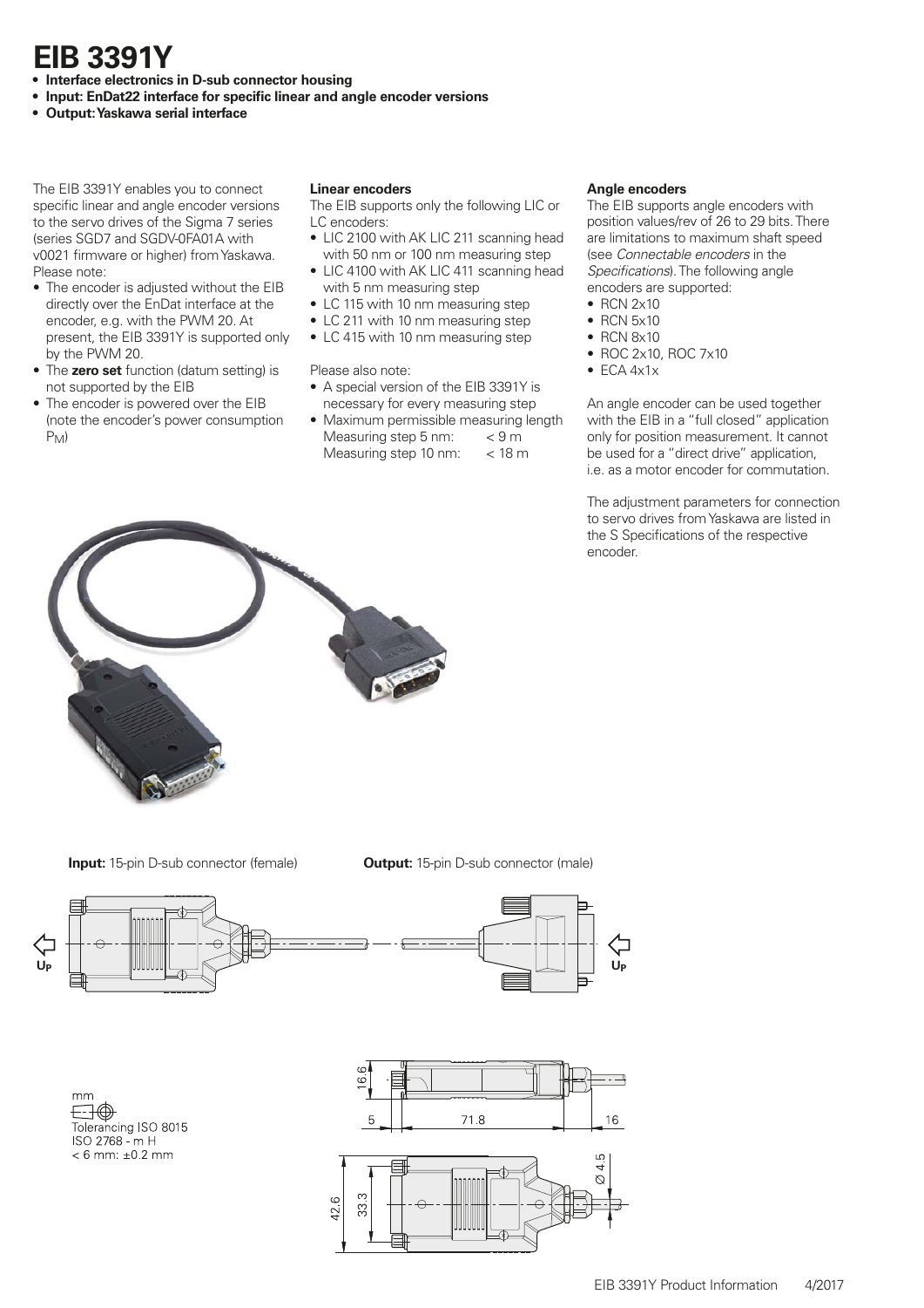# EIB 3391Y

- **Interface electronics in D-sub connector housing**
- **Input: EnDat22 interface for specific linear and angle encoder versions**
- **Output: Yaskawa serial interface**

The EIB 3391Y enables you to connect specific linear and angle encoder versions to the servo drives of the Sigma 7 series (series SGD7 and SGDV-0FA01A with v0021 firmware or higher) from Yaskawa. Please note:

- The encoder is adjusted without the EIB directly over the EnDat interface at the encoder, e.g. with the PWM 20. At present, the EIB 3391Y is supported only by the PWM 20.
- The **zero set** function (datum setting) is not supported by the EIB
- The encoder is powered over the EIB (note the encoder's power consumption $P_M$)

**Linear encoders**

The EIB supports only the following LIC or LC encoders:

- LIC 2100 with AK LIC 211 scanning head with 50 nm or 100 nm measuring step
- LIC 4100 with AK LIC 411 scanning head with 5 nm measuring step
- LC 115 with 10 nm measuring step
- LC 211 with 10 nm measuring step
- LC 415 with 10 nm measuring step

Please also note:

- A special version of the EIB 3391Y is necessary for every measuring step
- Maximum permissible measuring length
  Measuring step 5 nm: < 9 m
  Measuring step 10 nm: < 18 m

**Angle encoders**

The EIB supports angle encoders with position values/rev of 26 to 29 bits. There are limitations to maximum shaft speed (see *Connectable encoders* in the *Specifications*). The following angle encoders are supported:

- RCN 2x10
- RCN 5x10
- RCN 8x10
- ROC 2x10, ROC 7x10
- ECA 4x1x

An angle encoder can be used together with the EIB in a "full closed" application only for position measurement. It cannot be used for a "direct drive" application, i.e. as a motor encoder for commutation.

The adjustment parameters for connection to servo drives from Yaskawa are listed in the S Specifications of the respective encoder.

**Input:** 15-pin D-sub connector (female)

**Output:** 15-pin D-sub connector (male)

$U_P$ $U_P$

mm
Tolerancing ISO 8015
ISO 2768 - m H
< 6 mm: ±0.2 mm

16.6
5
71.8
16
Ø 4.5
42.6
33.3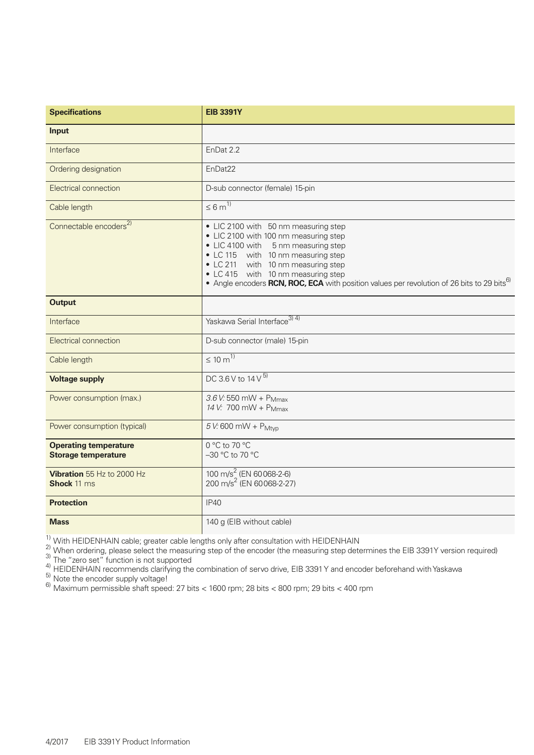| Specifications | EIB 3391Y |
| --- | --- |
| **Input** | |
| Interface | EnDat 2.2 |
| Ordering designation | EnDat22 |
| Electrical connection | D-sub connector (female) 15-pin |
| Cable length | ≤ 6 m[1] |
| Connectable encoders[2] | • LIC 2100 with 50 nm measuring step<br>• LIC 2100 with 100 nm measuring step<br>• LIC 4100 with 5 nm measuring step<br>• LC 115 with 10 nm measuring step<br>• LC 211 with 10 nm measuring step<br>• LC 415 with 10 nm measuring step<br>• Angle encoders **RCN, ROC, ECA** with position values per revolution of 26 bits to 29 bits[6] |
| **Output** | |
| Interface | Yaskawa Serial Interface[3] [4] |
| Electrical connection | D-sub connector (male) 15-pin |
| Cable length | ≤ 10 m[1] |
| **Voltage supply** | DC 3.6 V to 14 V[5] |
| Power consumption (max.) | *3.6 V:* 550 mW + $P_{Mmax}$<br>*14 V:* 700 mW + $P_{Mmax}$ |
| Power consumption (typical) | *5 V:* 600 mW + $P_{Mtyp}$ |
| **Operating temperature**<br>**Storage temperature** | 0 °C to 70 °C<br>–30 °C to 70 °C |
| **Vibration** 55 Hz to 2000 Hz<br>**Shock** 11 ms | 100 $m/s^2$ (EN 60068-2-6)<br>200 $m/s^2$ (EN 60068-2-27) |
| **Protection** | IP40 |
| **Mass** | 140 g (EIB without cable) |

[1] With HEIDENHAIN cable; greater cable lengths only after consultation with HEIDENHAIN
[2] When ordering, please select the measuring step of the encoder (the measuring step determines the EIB 3391Y version required)
[3] The "zero set" function is not supported
[4] HEIDENHAIN recommends clarifying the combination of servo drive, EIB 3391 Y and encoder beforehand with Yaskawa
[5] Note the encoder supply voltage!
[6] Maximum permissible shaft speed: 27 bits < 1600 rpm; 28 bits < 800 rpm; 29 bits < 400 rpm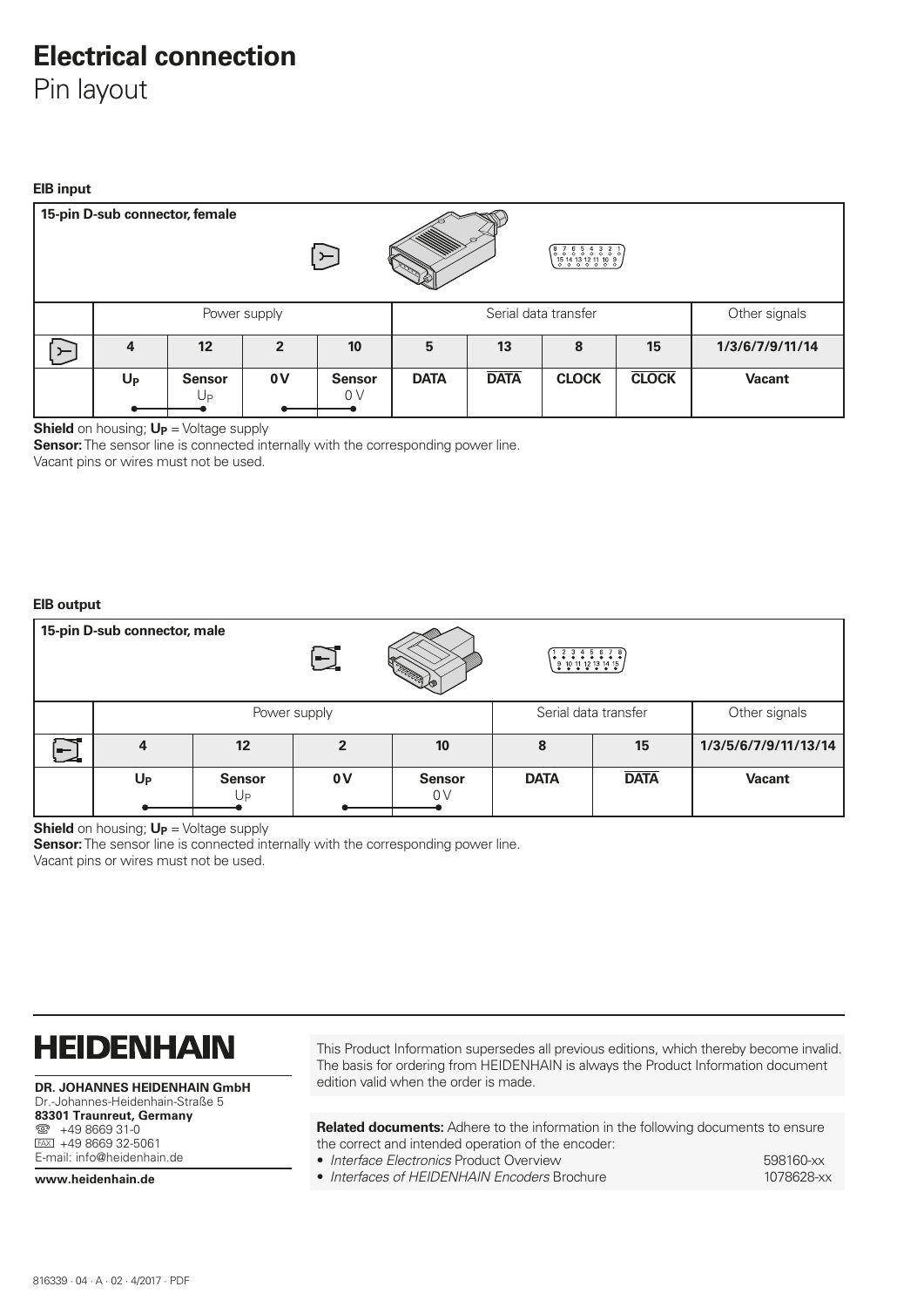# Electrical connection

## Pin layout

**EIB input**

| 15-pin D-sub connector, female | | | | | | | | | |
|---|---|---|---|---|---|---|---|---|---|
| | Power supply | | | | Serial data transfer | | | | Other signals |
| | **4** | **12** | **2** | **10** | **5** | **13** | **8** | **15** | **1/3/6/7/9/11/14** |
| | **$U_P$** | **Sensor** $U_P$ | **0 V** | **Sensor** 0 V | **DATA** | **$\overline{\text{DATA}}$** | **CLOCK** | **$\overline{\text{CLOCK}}$** | **Vacant** |

**Shield** on housing; **$U_P$** = Voltage supply
**Sensor:** The sensor line is connected internally with the corresponding power line.
Vacant pins or wires must not be used.

**EIB output**

| 15-pin D-sub connector, male | | | | | | | |
|---|---|---|---|---|---|---|---|
| | Power supply | | | | Serial data transfer | | Other signals |
| | **4** | **12** | **2** | **10** | **8** | **15** | **1/3/5/6/7/9/11/13/14** |
| | **$U_P$** | **Sensor** $U_P$ | **0 V** | **Sensor** 0 V | **DATA** | **$\overline{\text{DATA}}$** | **Vacant** |

**Shield** on housing; **$U_P$** = Voltage supply
**Sensor:** The sensor line is connected internally with the corresponding power line.
Vacant pins or wires must not be used.

**HEIDENHAIN**

**DR. JOHANNES HEIDENHAIN GmbH**
Dr.-Johannes-Heidenhain-Straße 5
**83301 Traunreut, Germany**
☎ +49 8669 31-0
FAX +49 8669 32-5061
E-mail: info@heidenhain.de

**www.heidenhain.de**

This Product Information supersedes all previous editions, which thereby become invalid. The basis for ordering from HEIDENHAIN is always the Product Information document edition valid when the order is made.

**Related documents:** Adhere to the information in the following documents to ensure the correct and intended operation of the encoder:

- *Interface Electronics* Product Overview 598160-xx
- *Interfaces of HEIDENHAIN Encoders* Brochure 1078628-xx

816339 · 04 · A · 02 · 4/2017 · PDF